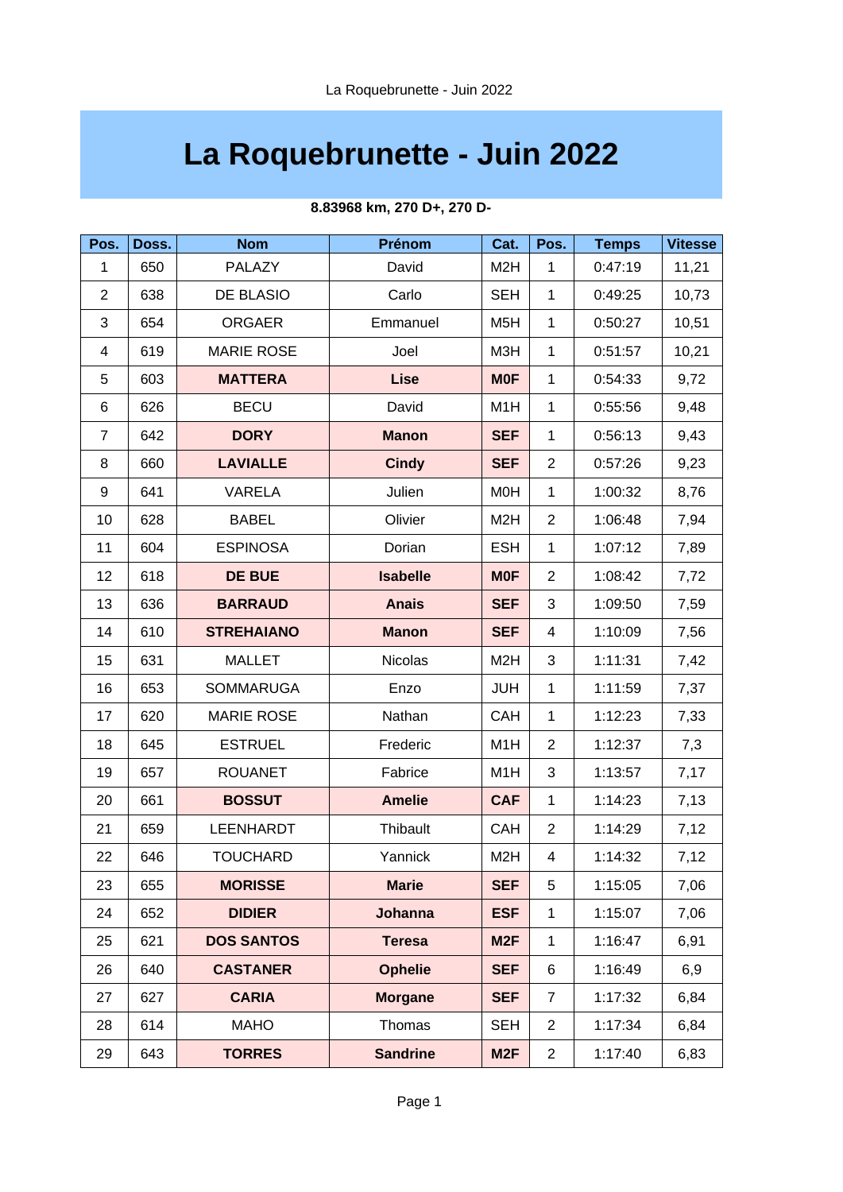# La Roquebrunette - Juin 2022

**8.83968 km, 270 D+, 270 D-**

| Pos. | Doss. | Nom | Prénom | Cat. | Pos. | Temps | Vitesse |
|---|---|---|---|---|---|---|---|
| 1 | 650 | PALAZY | David | M2H | 1 | 0:47:19 | 11,21 |
| 2 | 638 | DE BLASIO | Carlo | SEH | 1 | 0:49:25 | 10,73 |
| 3 | 654 | ORGAER | Emmanuel | M5H | 1 | 0:50:27 | 10,51 |
| 4 | 619 | MARIE ROSE | Joel | M3H | 1 | 0:51:57 | 10,21 |
| 5 | 603 | **MATTERA** | **Lise** | **M0F** | 1 | 0:54:33 | 9,72 |
| 6 | 626 | BECU | David | M1H | 1 | 0:55:56 | 9,48 |
| 7 | 642 | **DORY** | **Manon** | **SEF** | 1 | 0:56:13 | 9,43 |
| 8 | 660 | **LAVIALLE** | **Cindy** | **SEF** | 2 | 0:57:26 | 9,23 |
| 9 | 641 | VARELA | Julien | M0H | 1 | 1:00:32 | 8,76 |
| 10 | 628 | BABEL | Olivier | M2H | 2 | 1:06:48 | 7,94 |
| 11 | 604 | ESPINOSA | Dorian | ESH | 1 | 1:07:12 | 7,89 |
| 12 | 618 | **DE BUE** | **Isabelle** | **M0F** | 2 | 1:08:42 | 7,72 |
| 13 | 636 | **BARRAUD** | **Anais** | **SEF** | 3 | 1:09:50 | 7,59 |
| 14 | 610 | **STREHAIANO** | **Manon** | **SEF** | 4 | 1:10:09 | 7,56 |
| 15 | 631 | MALLET | Nicolas | M2H | 3 | 1:11:31 | 7,42 |
| 16 | 653 | SOMMARUGA | Enzo | JUH | 1 | 1:11:59 | 7,37 |
| 17 | 620 | MARIE ROSE | Nathan | CAH | 1 | 1:12:23 | 7,33 |
| 18 | 645 | ESTRUEL | Frederic | M1H | 2 | 1:12:37 | 7,3 |
| 19 | 657 | ROUANET | Fabrice | M1H | 3 | 1:13:57 | 7,17 |
| 20 | 661 | **BOSSUT** | **Amelie** | **CAF** | 1 | 1:14:23 | 7,13 |
| 21 | 659 | LEENHARDT | Thibault | CAH | 2 | 1:14:29 | 7,12 |
| 22 | 646 | TOUCHARD | Yannick | M2H | 4 | 1:14:32 | 7,12 |
| 23 | 655 | **MORISSE** | **Marie** | **SEF** | 5 | 1:15:05 | 7,06 |
| 24 | 652 | **DIDIER** | **Johanna** | **ESF** | 1 | 1:15:07 | 7,06 |
| 25 | 621 | **DOS SANTOS** | **Teresa** | **M2F** | 1 | 1:16:47 | 6,91 |
| 26 | 640 | **CASTANER** | **Ophelie** | **SEF** | 6 | 1:16:49 | 6,9 |
| 27 | 627 | **CARIA** | **Morgane** | **SEF** | 7 | 1:17:32 | 6,84 |
| 28 | 614 | MAHO | Thomas | SEH | 2 | 1:17:34 | 6,84 |
| 29 | 643 | **TORRES** | **Sandrine** | **M2F** | 2 | 1:17:40 | 6,83 |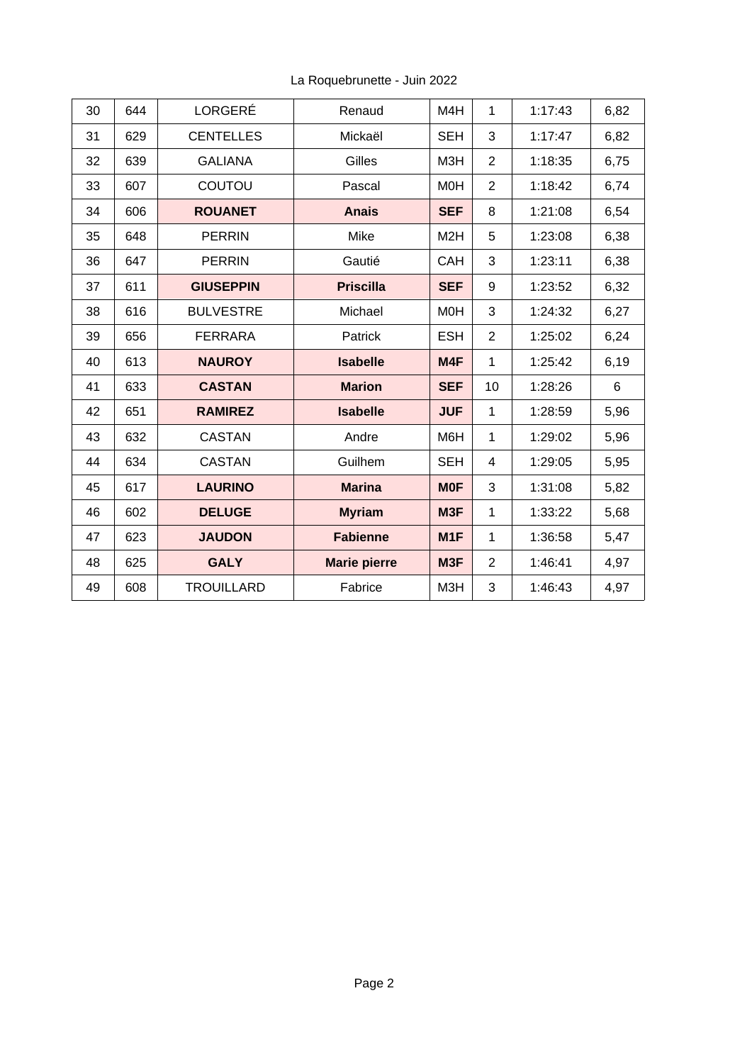La Roquebrunette - Juin 2022

| | | | | | | | |
|---|---|---|---|---|---|---|---|
| 30 | 644 | LORGERÉ | Renaud | M4H | 1 | 1:17:43 | 6,82 |
| 31 | 629 | CENTELLES | Mickaël | SEH | 3 | 1:17:47 | 6,82 |
| 32 | 639 | GALIANA | Gilles | M3H | 2 | 1:18:35 | 6,75 |
| 33 | 607 | COUTOU | Pascal | M0H | 2 | 1:18:42 | 6,74 |
| 34 | 606 | **ROUANET** | **Anais** | **SEF** | 8 | 1:21:08 | 6,54 |
| 35 | 648 | PERRIN | Mike | M2H | 5 | 1:23:08 | 6,38 |
| 36 | 647 | PERRIN | Gautié | CAH | 3 | 1:23:11 | 6,38 |
| 37 | 611 | **GIUSEPPIN** | **Priscilla** | **SEF** | 9 | 1:23:52 | 6,32 |
| 38 | 616 | BULVESTRE | Michael | M0H | 3 | 1:24:32 | 6,27 |
| 39 | 656 | FERRARA | Patrick | ESH | 2 | 1:25:02 | 6,24 |
| 40 | 613 | **NAUROY** | **Isabelle** | **M4F** | 1 | 1:25:42 | 6,19 |
| 41 | 633 | **CASTAN** | **Marion** | **SEF** | 10 | 1:28:26 | 6 |
| 42 | 651 | **RAMIREZ** | **Isabelle** | **JUF** | 1 | 1:28:59 | 5,96 |
| 43 | 632 | CASTAN | Andre | M6H | 1 | 1:29:02 | 5,96 |
| 44 | 634 | CASTAN | Guilhem | SEH | 4 | 1:29:05 | 5,95 |
| 45 | 617 | **LAURINO** | **Marina** | **M0F** | 3 | 1:31:08 | 5,82 |
| 46 | 602 | **DELUGE** | **Myriam** | **M3F** | 1 | 1:33:22 | 5,68 |
| 47 | 623 | **JAUDON** | **Fabienne** | **M1F** | 1 | 1:36:58 | 5,47 |
| 48 | 625 | **GALY** | **Marie pierre** | **M3F** | 2 | 1:46:41 | 4,97 |
| 49 | 608 | TROUILLARD | Fabrice | M3H | 3 | 1:46:43 | 4,97 |